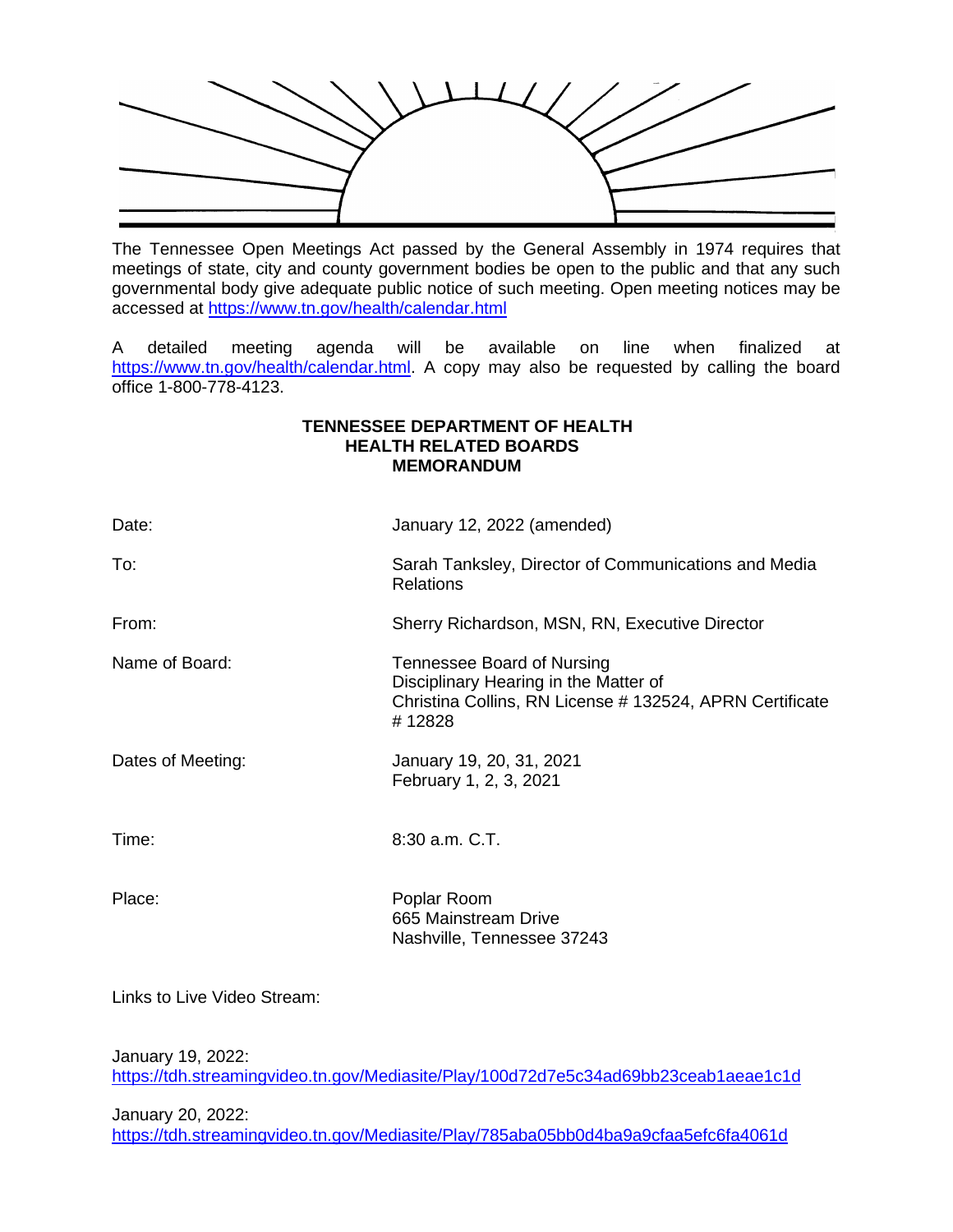The Tennessee Open Meetings Act passed by the General Assembly in 1974 requires that meetings of state, city and county government bodies be open to the public and that any such governmental body give adequate public notice of such meeting. Open meeting notices may be accessed at https://www.tn.gov/health/calendar.html

A detailed meeting agenda will be available on line when finalized at https://www.tn.gov/health/calendar.html. A copy may also be requested by calling the board office 1-800-778-4123.

**TENNESSEE DEPARTMENT OF HEALTH**
**HEALTH RELATED BOARDS**
**MEMORANDUM**

Date: January 12, 2022 (amended)

To: Sarah Tanksley, Director of Communications and Media Relations

From: Sherry Richardson, MSN, RN, Executive Director

Name of Board: Tennessee Board of Nursing
Disciplinary Hearing in the Matter of
Christina Collins, RN License # 132524, APRN Certificate # 12828

Dates of Meeting: January 19, 20, 31, 2021
February 1, 2, 3, 2021

Time: 8:30 a.m. C.T.

Place: Poplar Room
665 Mainstream Drive
Nashville, Tennessee 37243

Links to Live Video Stream:

January 19, 2022:
https://tdh.streamingvideo.tn.gov/Mediasite/Play/100d72d7e5c34ad69bb23ceab1aeae1c1d

January 20, 2022:
https://tdh.streamingvideo.tn.gov/Mediasite/Play/785aba05bb0d4ba9a9cfaa5efc6fa4061d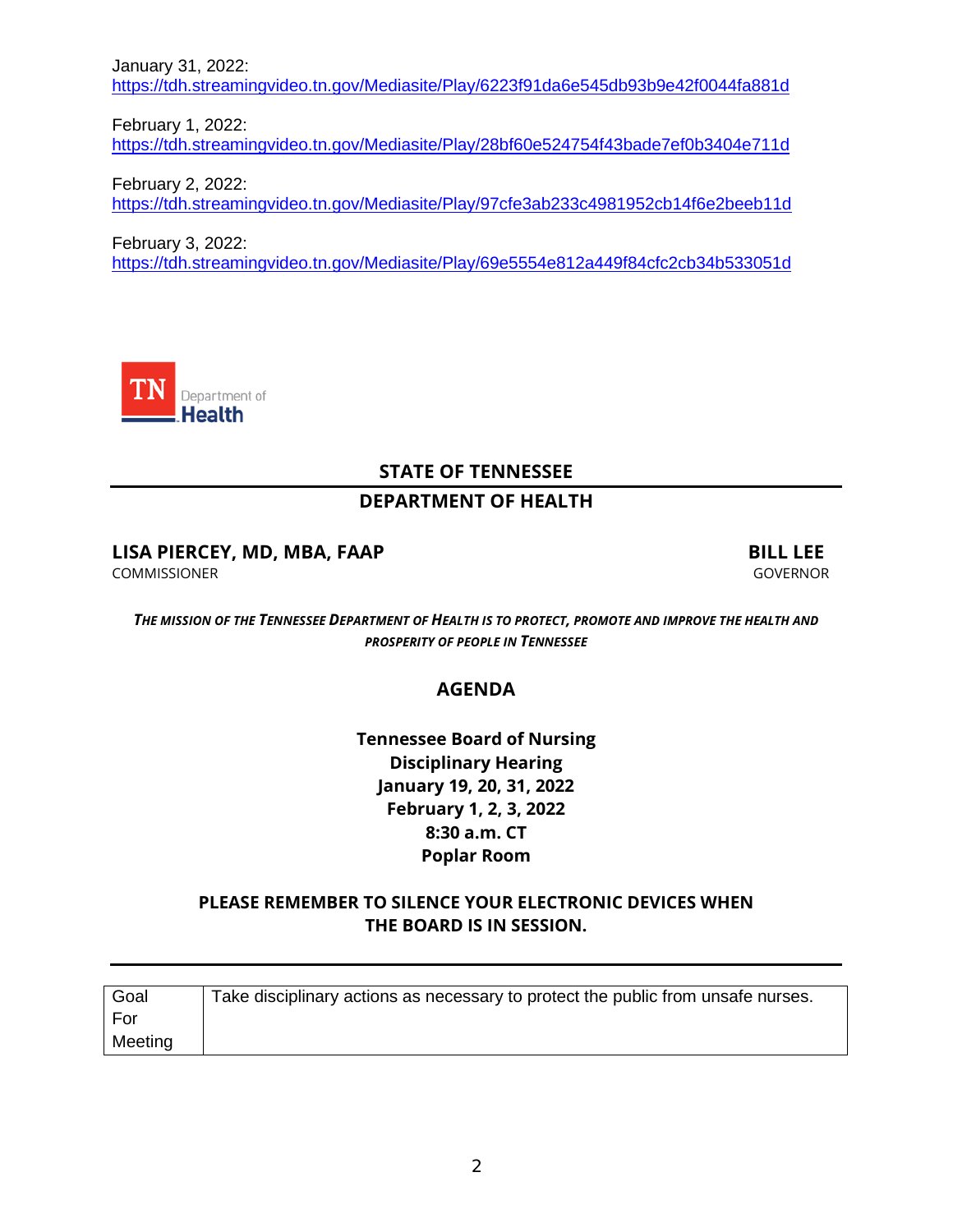January 31, 2022:
https://tdh.streamingvideo.tn.gov/Mediasite/Play/6223f91da6e545db93b9e42f0044fa881d

February 1, 2022:
https://tdh.streamingvideo.tn.gov/Mediasite/Play/28bf60e524754f43bade7ef0b3404e711d

February 2, 2022:
https://tdh.streamingvideo.tn.gov/Mediasite/Play/97cfe3ab233c4981952cb14f6e2beeb11d

February 3, 2022:
https://tdh.streamingvideo.tn.gov/Mediasite/Play/69e5554e812a449f84cfc2cb34b533051d

TN Department of Health

## STATE OF TENNESSEE

## DEPARTMENT OF HEALTH

**LISA PIERCEY, MD, MBA, FAAP**
COMMISSIONER

**BILL LEE**
GOVERNOR

***THE MISSION OF THE TENNESSEE DEPARTMENT OF HEALTH IS TO PROTECT, PROMOTE AND IMPROVE THE HEALTH AND PROSPERITY OF PEOPLE IN TENNESSEE***

## AGENDA

**Tennessee Board of Nursing**
**Disciplinary Hearing**
**January 19, 20, 31, 2022**
**February 1, 2, 3, 2022**
**8:30 a.m. CT**
**Poplar Room**

**PLEASE REMEMBER TO SILENCE YOUR ELECTRONIC DEVICES WHEN THE BOARD IS IN SESSION.**

| Goal For Meeting | Take disciplinary actions as necessary to protect the public from unsafe nurses. |
|---|---|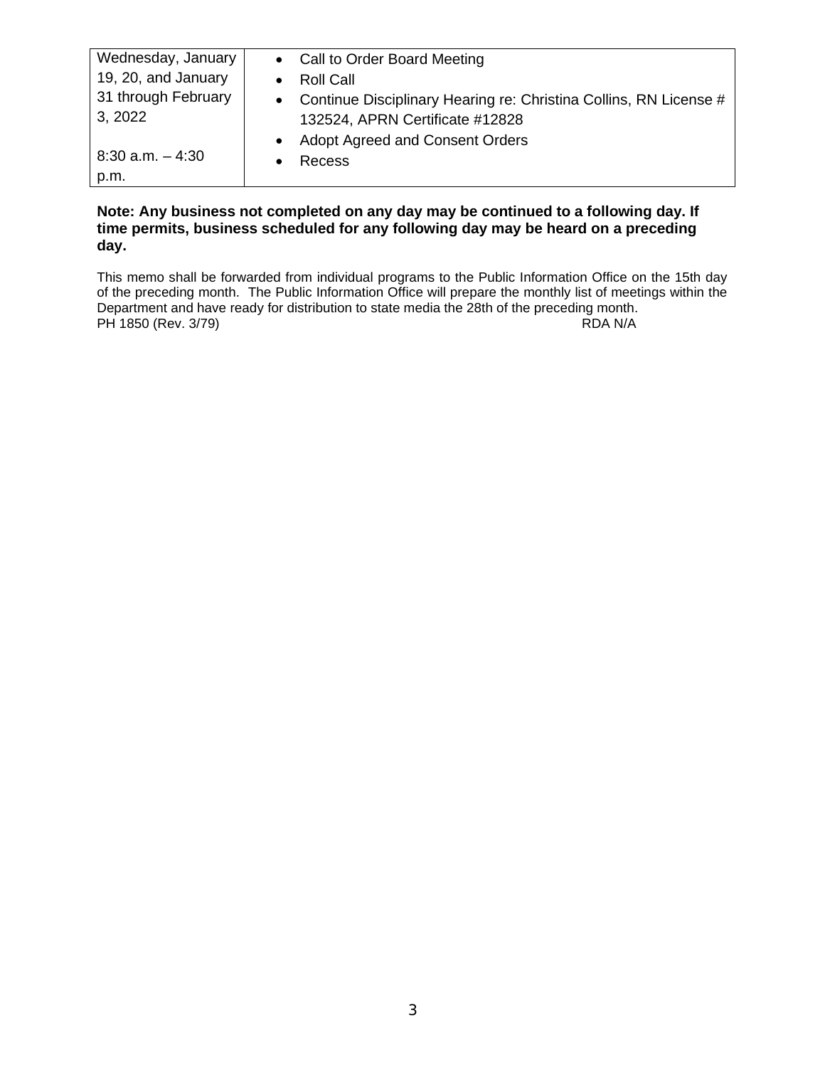| | |
|---|---|
| Wednesday, January 19, 20, and January 31 through February 3, 2022<br><br>8:30 a.m. – 4:30 p.m. | • Call to Order Board Meeting<br>• Roll Call<br>• Continue Disciplinary Hearing re: Christina Collins, RN License # 132524, APRN Certificate #12828<br>• Adopt Agreed and Consent Orders<br>• Recess |

**Note: Any business not completed on any day may be continued to a following day. If time permits, business scheduled for any following day may be heard on a preceding day.**

This memo shall be forwarded from individual programs to the Public Information Office on the 15th day of the preceding month. The Public Information Office will prepare the monthly list of meetings within the Department and have ready for distribution to state media the 28th of the preceding month.

PH 1850 (Rev. 3/79) RDA N/A